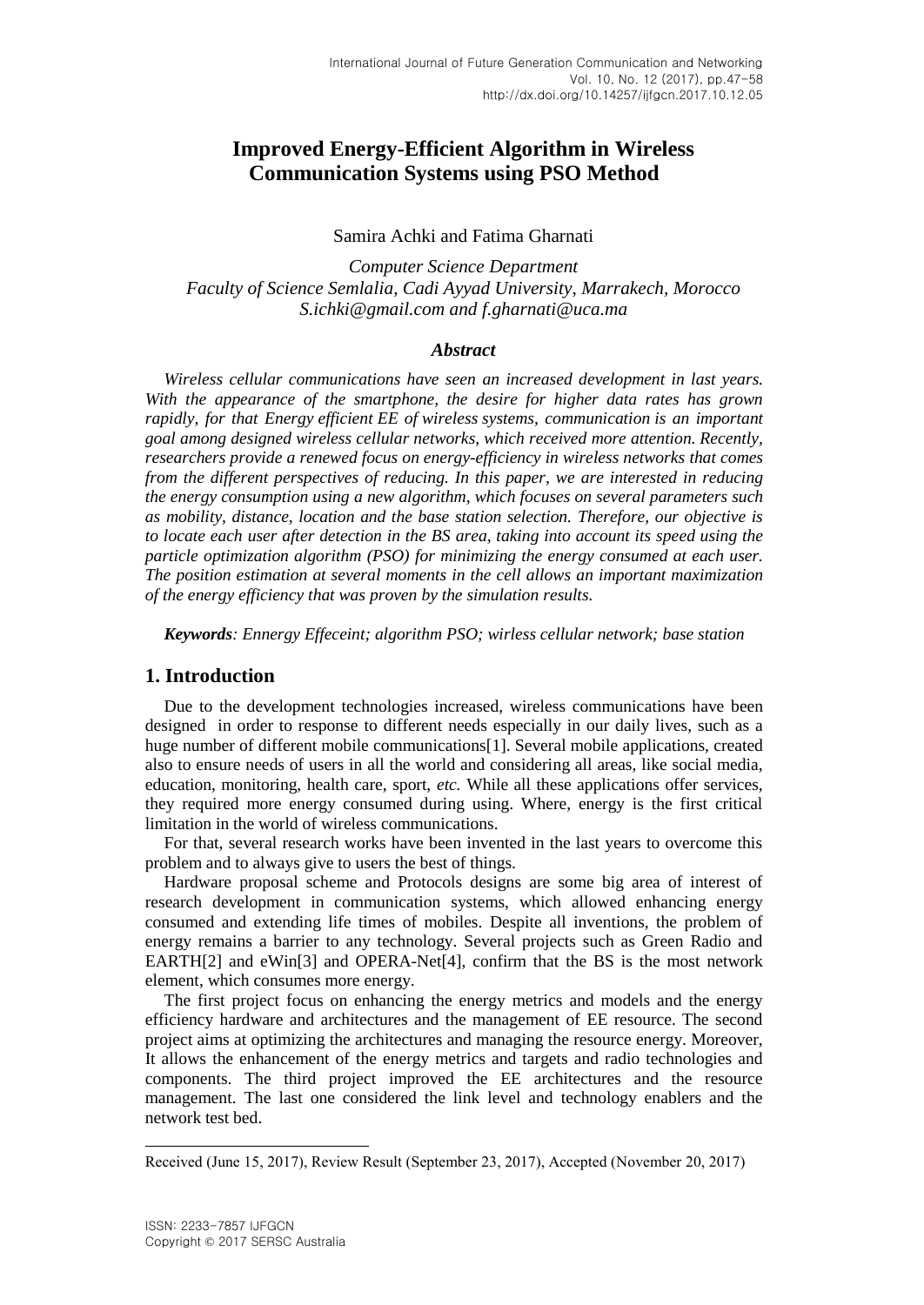# Improved Energy-Efficient Algorithm in Wireless Communication Systems using PSO Method

Samira Achki and Fatima Gharnati

*Computer Science Department*
*Faculty of Science Semlalia, Cadi Ayyad University, Marrakech, Morocco*
*S.ichki@gmail.com and f.gharnati@uca.ma*

### *Abstract*

*Wireless cellular communications have seen an increased development in last years. With the appearance of the smartphone, the desire for higher data rates has grown rapidly, for that Energy efficient EE of wireless systems, communication is an important goal among designed wireless cellular networks, which received more attention. Recently, researchers provide a renewed focus on energy-efficiency in wireless networks that comes from the different perspectives of reducing. In this paper, we are interested in reducing the energy consumption using a new algorithm, which focuses on several parameters such as mobility, distance, location and the base station selection. Therefore, our objective is to locate each user after detection in the BS area, taking into account its speed using the particle optimization algorithm (PSO) for minimizing the energy consumed at each user. The position estimation at several moments in the cell allows an important maximization of the energy efficiency that was proven by the simulation results.*

***Keywords**: Ennergy Effeceint; algorithm PSO; wirless cellular network; base station*

## 1. Introduction

Due to the development technologies increased, wireless communications have been designed in order to response to different needs especially in our daily lives, such as a huge number of different mobile communications[1]. Several mobile applications, created also to ensure needs of users in all the world and considering all areas, like social media, education, monitoring, health care, sport, *etc.* While all these applications offer services, they required more energy consumed during using. Where, energy is the first critical limitation in the world of wireless communications.

For that, several research works have been invented in the last years to overcome this problem and to always give to users the best of things.

Hardware proposal scheme and Protocols designs are some big area of interest of research development in communication systems, which allowed enhancing energy consumed and extending life times of mobiles. Despite all inventions, the problem of energy remains a barrier to any technology. Several projects such as Green Radio and EARTH[2] and eWin[3] and OPERA-Net[4], confirm that the BS is the most network element, which consumes more energy.

The first project focus on enhancing the energy metrics and models and the energy efficiency hardware and architectures and the management of EE resource. The second project aims at optimizing the architectures and managing the resource energy. Moreover, It allows the enhancement of the energy metrics and targets and radio technologies and components. The third project improved the EE architectures and the resource management. The last one considered the link level and technology enablers and the network test bed.

---

Received (June 15, 2017), Review Result (September 23, 2017), Accepted (November 20, 2017)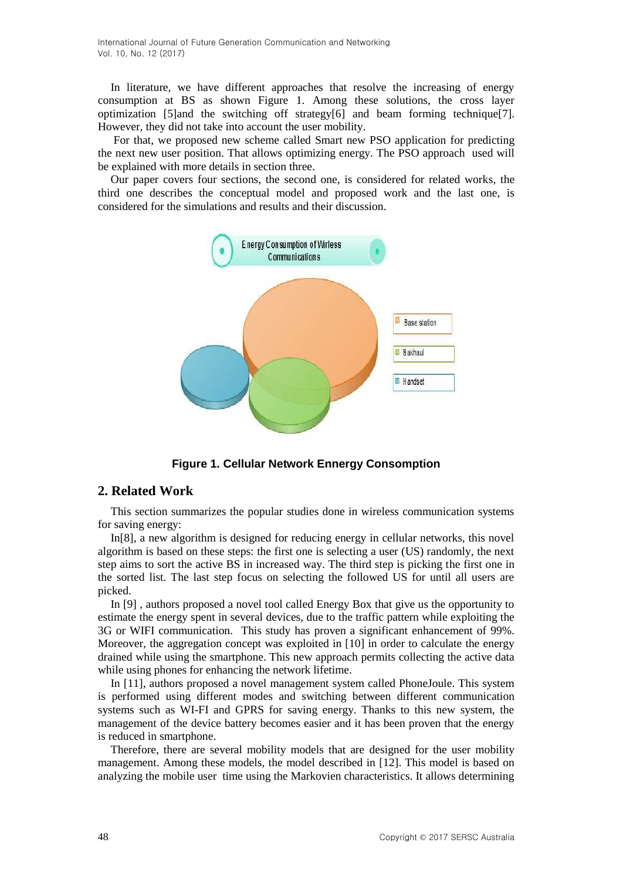In literature, we have different approaches that resolve the increasing of energy consumption at BS as shown Figure 1. Among these solutions, the cross layer optimization [5]and the switching off strategy[6] and beam forming technique[7]. However, they did not take into account the user mobility.

For that, we proposed new scheme called Smart new PSO application for predicting the next new user position. That allows optimizing energy. The PSO approach used will be explained with more details in section three.

Our paper covers four sections, the second one, is considered for related works, the third one describes the conceptual model and proposed work and the last one, is considered for the simulations and results and their discussion.

**Figure 1. Cellular Network Ennergy Consomption**

## 2. Related Work

This section summarizes the popular studies done in wireless communication systems for saving energy:

In[8], a new algorithm is designed for reducing energy in cellular networks, this novel algorithm is based on these steps: the first one is selecting a user (US) randomly, the next step aims to sort the active BS in increased way. The third step is picking the first one in the sorted list. The last step focus on selecting the followed US for until all users are picked.

In [9] , authors proposed a novel tool called Energy Box that give us the opportunity to estimate the energy spent in several devices, due to the traffic pattern while exploiting the 3G or WIFI communication. This study has proven a significant enhancement of 99%. Moreover, the aggregation concept was exploited in [10] in order to calculate the energy drained while using the smartphone. This new approach permits collecting the active data while using phones for enhancing the network lifetime.

In [11], authors proposed a novel management system called PhoneJoule. This system is performed using different modes and switching between different communication systems such as WI-FI and GPRS for saving energy. Thanks to this new system, the management of the device battery becomes easier and it has been proven that the energy is reduced in smartphone.

Therefore, there are several mobility models that are designed for the user mobility management. Among these models, the model described in [12]. This model is based on analyzing the mobile user time using the Markovien characteristics. It allows determining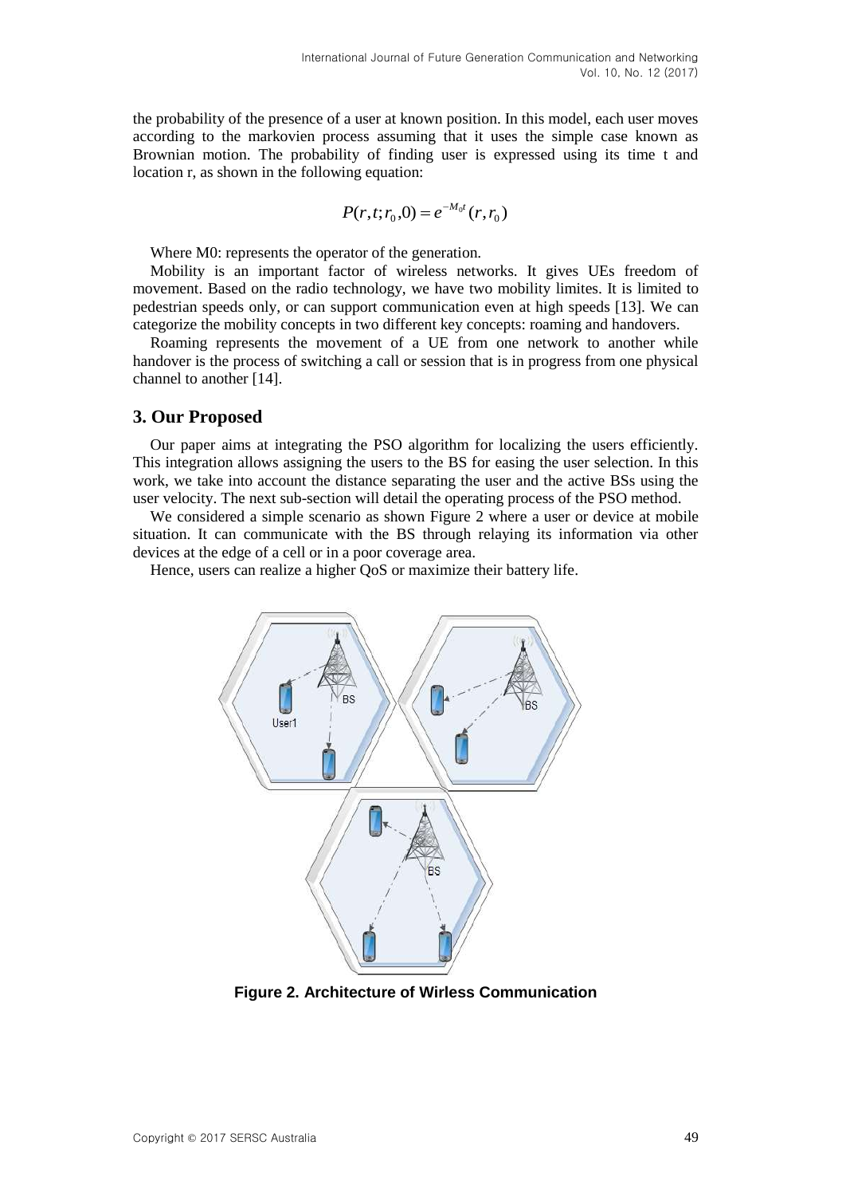the probability of the presence of a user at known position. In this model, each user moves according to the markovien process assuming that it uses the simple case known as Brownian motion. The probability of finding user is expressed using its time t and location r, as shown in the following equation:

$$P(r,t;r_0,0) = e^{-M_0 t}(r,r_0)$$

Where M0: represents the operator of the generation.

Mobility is an important factor of wireless networks. It gives UEs freedom of movement. Based on the radio technology, we have two mobility limites. It is limited to pedestrian speeds only, or can support communication even at high speeds [13]. We can categorize the mobility concepts in two different key concepts: roaming and handovers.

Roaming represents the movement of a UE from one network to another while handover is the process of switching a call or session that is in progress from one physical channel to another [14].

## 3. Our Proposed

Our paper aims at integrating the PSO algorithm for localizing the users efficiently. This integration allows assigning the users to the BS for easing the user selection. In this work, we take into account the distance separating the user and the active BSs using the user velocity. The next sub-section will detail the operating process of the PSO method.

We considered a simple scenario as shown Figure 2 where a user or device at mobile situation. It can communicate with the BS through relaying its information via other devices at the edge of a cell or in a poor coverage area.

Hence, users can realize a higher QoS or maximize their battery life.

**Figure 2. Architecture of Wirless Communication**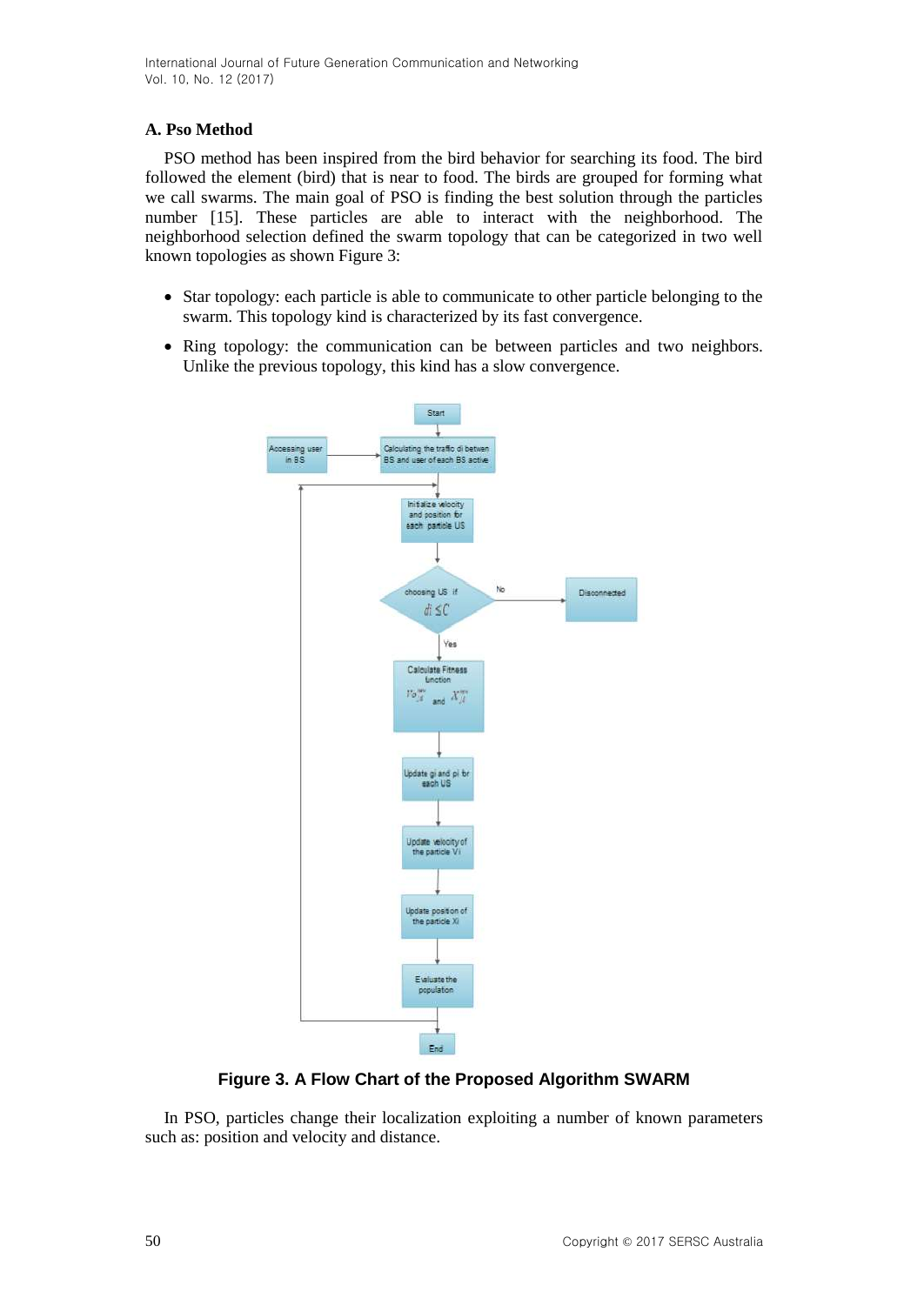### A. Pso Method

PSO method has been inspired from the bird behavior for searching its food. The bird followed the element (bird) that is near to food. The birds are grouped for forming what we call swarms. The main goal of PSO is finding the best solution through the particles number [15]. These particles are able to interact with the neighborhood. The neighborhood selection defined the swarm topology that can be categorized in two well known topologies as shown Figure 3:

- Star topology: each particle is able to communicate to other particle belonging to the swarm. This topology kind is characterized by its fast convergence.
- Ring topology: the communication can be between particles and two neighbors. Unlike the previous topology, this kind has a slow convergence.

**Figure 3. A Flow Chart of the Proposed Algorithm SWARM**

In PSO, particles change their localization exploiting a number of known parameters such as: position and velocity and distance.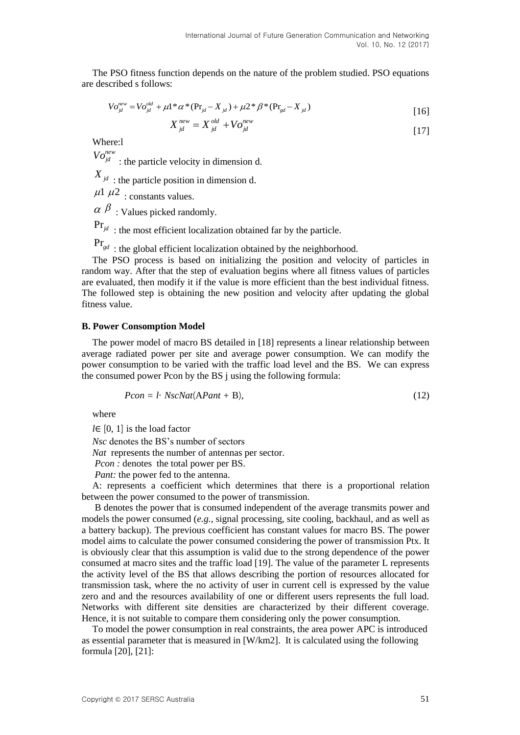The PSO fitness function depends on the nature of the problem studied. PSO equations are described s follows:

$$Vo_{jd}^{new} = Vo_{jd}^{old} + \mu 1 * \alpha * (\Pr_{jd} - X_{jd}) + \mu 2 * \beta * (\Pr_{gd} - X_{jd}) \qquad [16]$$

$$X_{jd}^{new} = X_{jd}^{old} + Vo_{jd}^{new} \qquad [17]$$

Where:l

$Vo_{jd}^{new}$ : the particle velocity in dimension d.

$X_{jd}$ : the particle position in dimension d.

$\mu 1$ $\mu 2$ : constants values.

$\alpha$ $\beta$ : Values picked randomly.

$\Pr_{jd}$ : the most efficient localization obtained far by the particle.

$\Pr_{gd}$ : the global efficient localization obtained by the neighborhood.

The PSO process is based on initializing the position and velocity of particles in random way. After that the step of evaluation begins where all fitness values of particles are evaluated, then modify it if the value is more efficient than the best individual fitness. The followed step is obtaining the new position and velocity after updating the global fitness value.

**B. Power Consomption Model**

The power model of macro BS detailed in [18] represents a linear relationship between average radiated power per site and average power consumption. We can modify the power consumption to be varied with the traffic load level and the BS. We can express the consumed power Pcon by the BS j using the following formula:

$$Pcon = l \cdot NscNat(APant + B), \qquad (12)$$

where

$l \in [0, 1]$ is the load factor

*Nsc* denotes the BS's number of sectors

*Nat* represents the number of antennas per sector.

*Pcon :* denotes the total power per BS.

*Pant:* the power fed to the antenna.

A: represents a coefficient which determines that there is a proportional relation between the power consumed to the power of transmission.

B denotes the power that is consumed independent of the average transmits power and models the power consumed (*e.g.,* signal processing, site cooling, backhaul, and as well as a battery backup). The previous coefficient has constant values for macro BS. The power model aims to calculate the power consumed considering the power of transmission Ptx. It is obviously clear that this assumption is valid due to the strong dependence of the power consumed at macro sites and the traffic load [19]. The value of the parameter L represents the activity level of the BS that allows describing the portion of resources allocated for transmission task, where the no activity of user in current cell is expressed by the value zero and and the resources availability of one or different users represents the full load. Networks with different site densities are characterized by their different coverage. Hence, it is not suitable to compare them considering only the power consumption.

To model the power consumption in real constraints, the area power APC is introduced as essential parameter that is measured in [W/km2]. It is calculated using the following formula [20], [21]: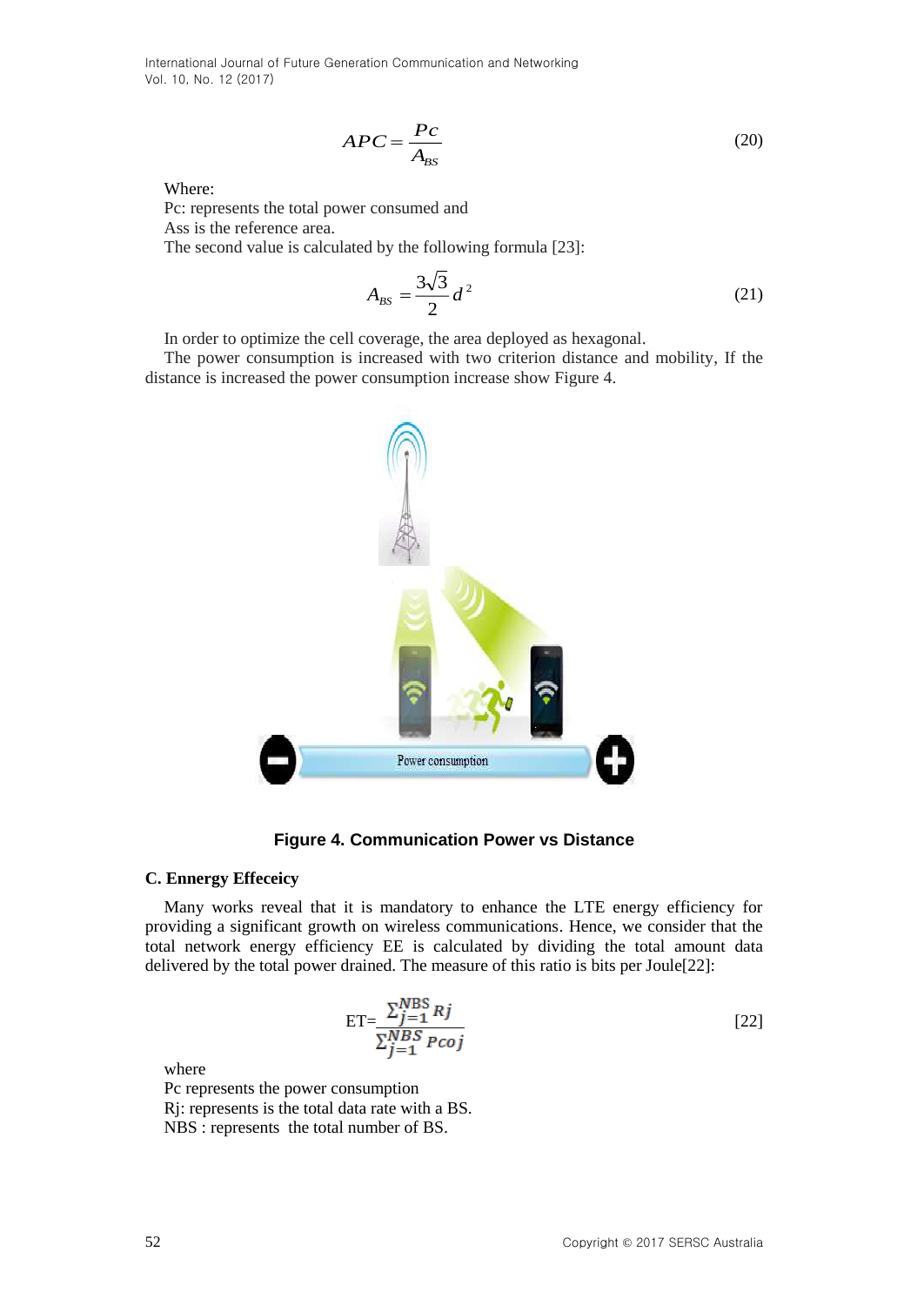$$APC = \frac{Pc}{A_{BS}} \tag{20}$$

Where:
Pc: represents the total power consumed and
Ass is the reference area.
The second value is calculated by the following formula [23]:

$$A_{BS} = \frac{3\sqrt{3}}{2} d^2 \tag{21}$$

In order to optimize the cell coverage, the area deployed as hexagonal.

The power consumption is increased with two criterion distance and mobility, If the distance is increased the power consumption increase show Figure 4.

**Figure 4. Communication Power vs Distance**

### C. Ennergy Effeceicy

Many works reveal that it is mandatory to enhance the LTE energy efficiency for providing a significant growth on wireless communications. Hence, we consider that the total network energy efficiency EE is calculated by dividing the total amount data delivered by the total power drained. The measure of this ratio is bits per Joule[22]:

$$\text{ET} = \frac{\sum_{j=1}^{NBS} Rj}{\sum_{j=1}^{NBS} Pcoj} \qquad [22]$$

where
Pc represents the power consumption
Rj: represents is the total data rate with a BS.
NBS : represents the total number of BS.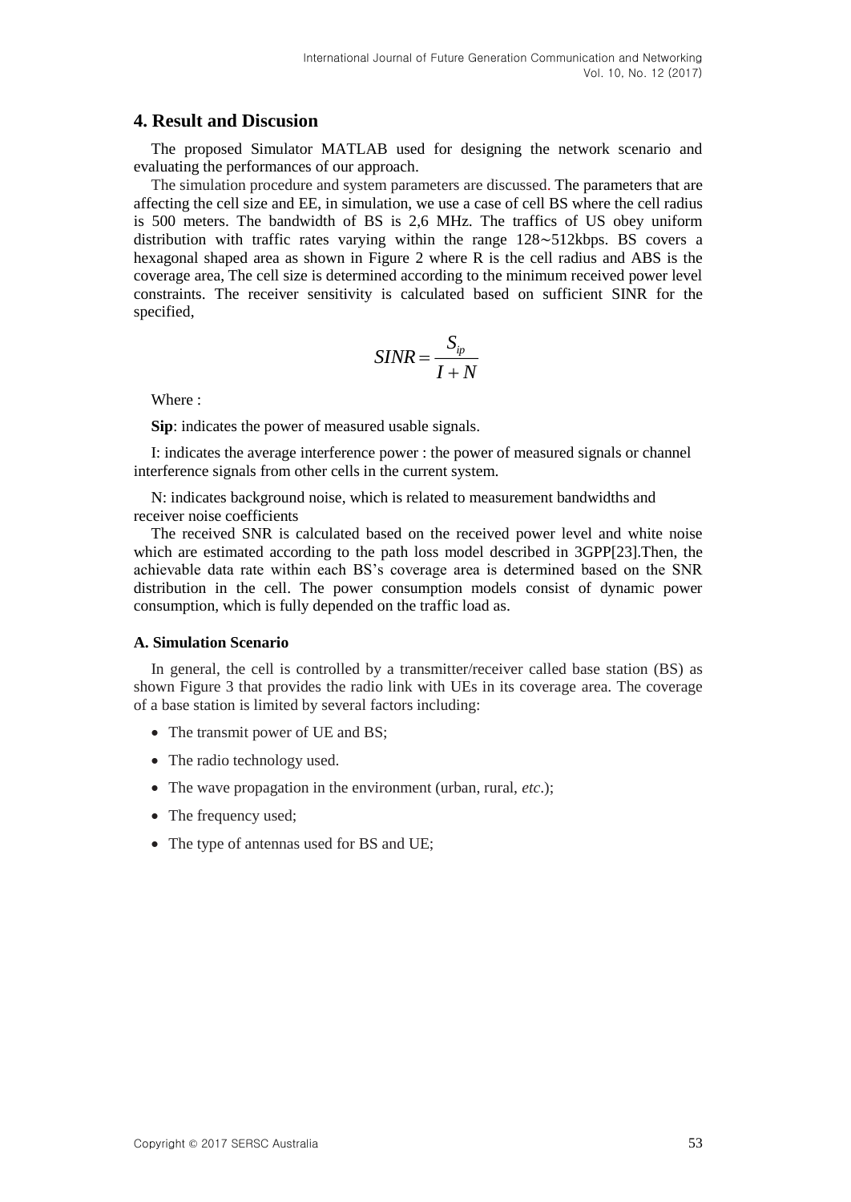## 4. Result and Discusion

The proposed Simulator MATLAB used for designing the network scenario and evaluating the performances of our approach.

The simulation procedure and system parameters are discussed. The parameters that are affecting the cell size and EE, in simulation, we use a case of cell BS where the cell radius is 500 meters. The bandwidth of BS is 2,6 MHz. The traffics of US obey uniform distribution with traffic rates varying within the range 128∼512kbps. BS covers a hexagonal shaped area as shown in Figure 2 where R is the cell radius and ABS is the coverage area, The cell size is determined according to the minimum received power level constraints. The receiver sensitivity is calculated based on sufficient SINR for the specified,

$$SINR = \frac{S_{ip}}{I + N}$$

Where :

**Sip**: indicates the power of measured usable signals.

I: indicates the average interference power : the power of measured signals or channel interference signals from other cells in the current system.

N: indicates background noise, which is related to measurement bandwidths and receiver noise coefficients

The received SNR is calculated based on the received power level and white noise which are estimated according to the path loss model described in 3GPP[23].Then, the achievable data rate within each BS's coverage area is determined based on the SNR distribution in the cell. The power consumption models consist of dynamic power consumption, which is fully depended on the traffic load as.

### A. Simulation Scenario

In general, the cell is controlled by a transmitter/receiver called base station (BS) as shown Figure 3 that provides the radio link with UEs in its coverage area. The coverage of a base station is limited by several factors including:

- The transmit power of UE and BS;
- The radio technology used.
- The wave propagation in the environment (urban, rural, *etc*.);
- The frequency used;
- The type of antennas used for BS and UE;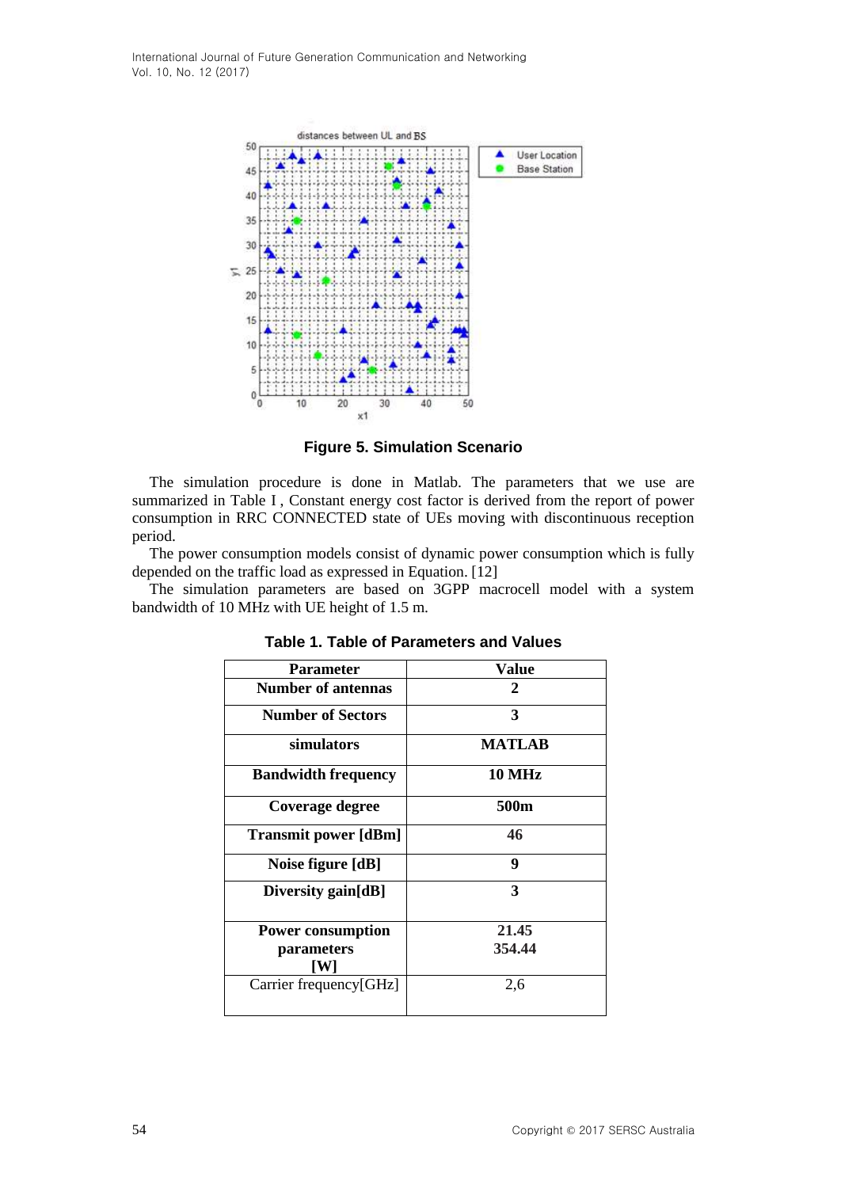**Figure 5. Simulation Scenario**

The simulation procedure is done in Matlab. The parameters that we use are summarized in Table I , Constant energy cost factor is derived from the report of power consumption in RRC CONNECTED state of UEs moving with discontinuous reception period.

The power consumption models consist of dynamic power consumption which is fully depended on the traffic load as expressed in Equation. [12]

The simulation parameters are based on 3GPP macrocell model with a system bandwidth of 10 MHz with UE height of 1.5 m.

**Table 1. Table of Parameters and Values**

| Parameter | Value |
|---|---|
| **Number of antennas** | **2** |
| **Number of Sectors** | **3** |
| **simulators** | **MATLAB** |
| **Bandwidth frequency** | **10 MHz** |
| **Coverage degree** | **500m** |
| **Transmit power [dBm]** | **46** |
| **Noise figure [dB]** | **9** |
| **Diversity gain[dB]** | **3** |
| **Power consumption parameters [W]** | **21.45 354.44** |
| Carrier frequency[GHz] | 2,6 |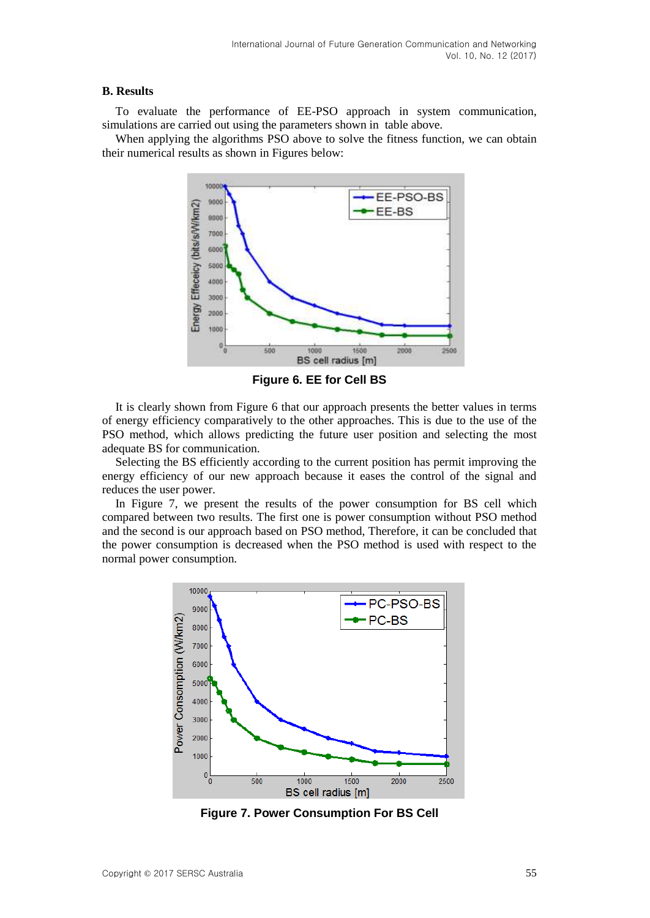**B. Results**

To evaluate the performance of EE-PSO approach in system communication, simulations are carried out using the parameters shown in table above.

When applying the algorithms PSO above to solve the fitness function, we can obtain their numerical results as shown in Figures below:

**Figure 6. EE for Cell BS**

It is clearly shown from Figure 6 that our approach presents the better values in terms of energy efficiency comparatively to the other approaches. This is due to the use of the PSO method, which allows predicting the future user position and selecting the most adequate BS for communication.

Selecting the BS efficiently according to the current position has permit improving the energy efficiency of our new approach because it eases the control of the signal and reduces the user power.

In Figure 7, we present the results of the power consumption for BS cell which compared between two results. The first one is power consumption without PSO method and the second is our approach based on PSO method, Therefore, it can be concluded that the power consumption is decreased when the PSO method is used with respect to the normal power consumption.

**Figure 7. Power Consumption For BS Cell**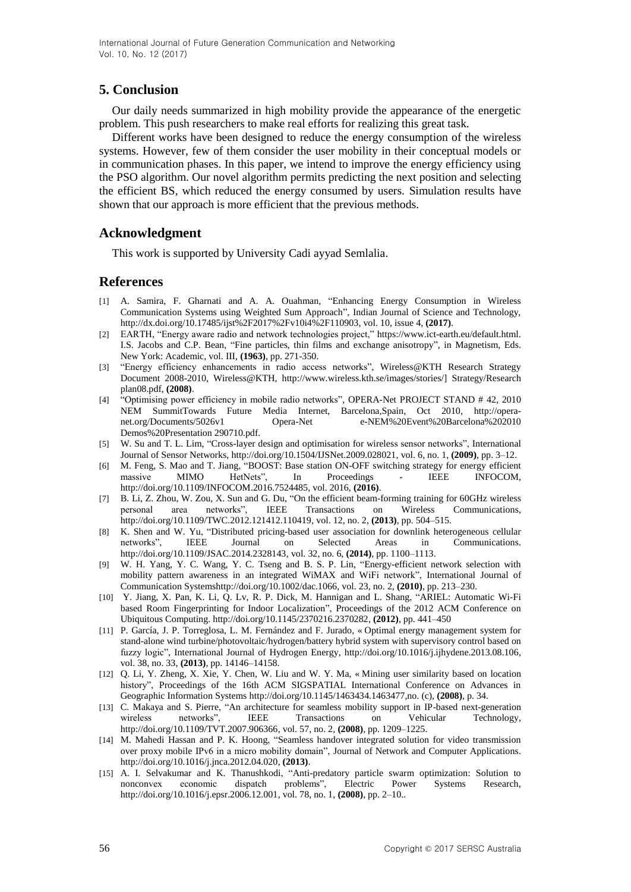## 5. Conclusion

Our daily needs summarized in high mobility provide the appearance of the energetic problem. This push researchers to make real efforts for realizing this great task.

Different works have been designed to reduce the energy consumption of the wireless systems. However, few of them consider the user mobility in their conceptual models or in communication phases. In this paper, we intend to improve the energy efficiency using the PSO algorithm. Our novel algorithm permits predicting the next position and selecting the efficient BS, which reduced the energy consumed by users. Simulation results have shown that our approach is more efficient that the previous methods.

## Acknowledgment

This work is supported by University Cadi ayyad Semlalia.

## References

[1] A. Samira, F. Gharnati and A. A. Ouahman, "Enhancing Energy Consumption in Wireless Communication Systems using Weighted Sum Approach", Indian Journal of Science and Technology, http://dx.doi.org/10.17485/ijst%2F2017%2Fv10i4%2F110903, vol. 10, issue 4, **(2017)**.

[2] EARTH, "Energy aware radio and network technologies project," https://www.ict-earth.eu/default.html. I.S. Jacobs and C.P. Bean, "Fine particles, thin films and exchange anisotropy", in Magnetism, Eds. New York: Academic, vol. III, **(1963)**, pp. 271-350.

[3] "Energy efficiency enhancements in radio access networks", Wireless@KTH Research Strategy Document 2008-2010, Wireless@KTH, http://www.wireless.kth.se/images/stories/] Strategy/Research plan08.pdf, **(2008)**.

[4] "Optimising power efficiency in mobile radio networks", OPERA-Net PROJECT STAND # 42, 2010 NEM SummitTowards Future Media Internet, Barcelona,Spain, Oct 2010, http://opera-net.org/Documents/5026v1 Opera-Net e-NEM%20Event%20Barcelona%202010 Demos%20Presentation 290710.pdf.

[5] W. Su and T. L. Lim, "Cross-layer design and optimisation for wireless sensor networks", International Journal of Sensor Networks, http://doi.org/10.1504/IJSNet.2009.028021, vol. 6, no. 1, **(2009)**, pp. 3–12.

[6] M. Feng, S. Mao and T. Jiang, "BOOST: Base station ON-OFF switching strategy for energy efficient massive MIMO HetNets", In Proceedings - IEEE INFOCOM, http://doi.org/10.1109/INFOCOM.2016.7524485, vol. 2016, **(2016)**.

[7] B. Li, Z. Zhou, W. Zou, X. Sun and G. Du, "On the efficient beam-forming training for 60GHz wireless personal area networks", IEEE Transactions on Wireless Communications, http://doi.org/10.1109/TWC.2012.121412.110419, vol. 12, no. 2, **(2013)**, pp. 504–515.

[8] K. Shen and W. Yu, "Distributed pricing-based user association for downlink heterogeneous cellular networks", IEEE Journal on Selected Areas in Communications. http://doi.org/10.1109/JSAC.2014.2328143, vol. 32, no. 6, **(2014)**, pp. 1100–1113.

[9] W. H. Yang, Y. C. Wang, Y. C. Tseng and B. S. P. Lin, "Energy-efficient network selection with mobility pattern awareness in an integrated WiMAX and WiFi network", International Journal of Communication Systemshttp://doi.org/10.1002/dac.1066, vol. 23, no. 2, **(2010)**, pp. 213–230.

[10] Y. Jiang, X. Pan, K. Li, Q. Lv, R. P. Dick, M. Hannigan and L. Shang, "ARIEL: Automatic Wi-Fi based Room Fingerprinting for Indoor Localization", Proceedings of the 2012 ACM Conference on Ubiquitous Computing. http://doi.org/10.1145/2370216.2370282, **(2012)**, pp. 441–450

[11] P. García, J. P. Torreglosa, L. M. Fernández and F. Jurado, « Optimal energy management system for stand-alone wind turbine/photovoltaic/hydrogen/battery hybrid system with supervisory control based on fuzzy logic", International Journal of Hydrogen Energy, http://doi.org/10.1016/j.ijhydene.2013.08.106, vol. 38, no. 33, **(2013)**, pp. 14146–14158.

[12] Q. Li, Y. Zheng, X. Xie, Y. Chen, W. Liu and W. Y. Ma, « Mining user similarity based on location history", Proceedings of the 16th ACM SIGSPATIAL International Conference on Advances in Geographic Information Systems http://doi.org/10.1145/1463434.1463477,no. (c), **(2008)**, p. 34.

[13] C. Makaya and S. Pierre, "An architecture for seamless mobility support in IP-based next-generation wireless networks", IEEE Transactions on Vehicular Technology, http://doi.org/10.1109/TVT.2007.906366, vol. 57, no. 2, **(2008)**, pp. 1209–1225.

[14] M. Mahedi Hassan and P. K. Hoong, "Seamless handover integrated solution for video transmission over proxy mobile IPv6 in a micro mobility domain", Journal of Network and Computer Applications. http://doi.org/10.1016/j.jnca.2012.04.020, **(2013)**.

[15] A. I. Selvakumar and K. Thanushkodi, "Anti-predatory particle swarm optimization: Solution to nonconvex economic dispatch problems", Electric Power Systems Research, http://doi.org/10.1016/j.epsr.2006.12.001, vol. 78, no. 1, **(2008)**, pp. 2–10..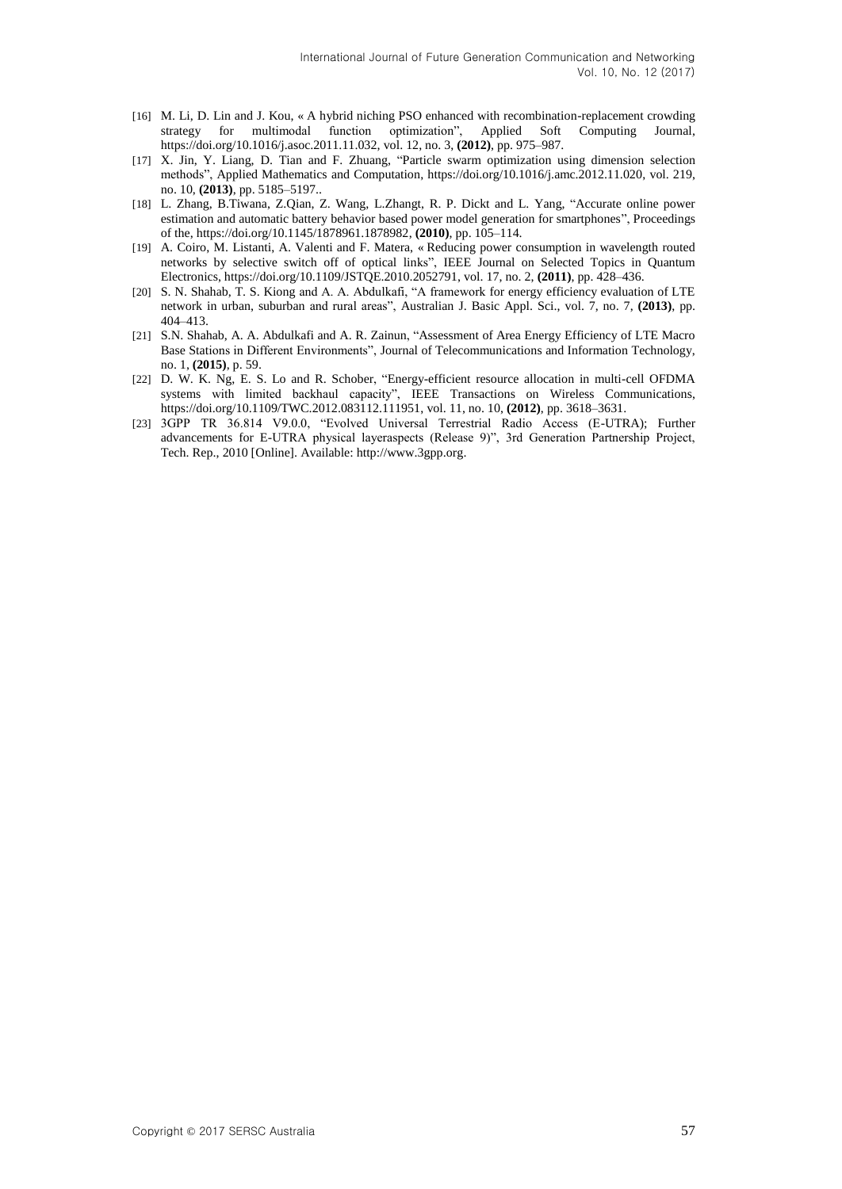[16] M. Li, D. Lin and J. Kou, « A hybrid niching PSO enhanced with recombination-replacement crowding strategy for multimodal function optimization", Applied Soft Computing Journal, https://doi.org/10.1016/j.asoc.2011.11.032, vol. 12, no. 3, **(2012)**, pp. 975–987.

[17] X. Jin, Y. Liang, D. Tian and F. Zhuang, "Particle swarm optimization using dimension selection methods", Applied Mathematics and Computation, https://doi.org/10.1016/j.amc.2012.11.020, vol. 219, no. 10, **(2013)**, pp. 5185–5197..

[18] L. Zhang, B.Tiwana, Z.Qian, Z. Wang, L.Zhangt, R. P. Dickt and L. Yang, "Accurate online power estimation and automatic battery behavior based power model generation for smartphones", Proceedings of the, https://doi.org/10.1145/1878961.1878982, **(2010)**, pp. 105–114.

[19] A. Coiro, M. Listanti, A. Valenti and F. Matera, « Reducing power consumption in wavelength routed networks by selective switch off of optical links", IEEE Journal on Selected Topics in Quantum Electronics, https://doi.org/10.1109/JSTQE.2010.2052791, vol. 17, no. 2, **(2011)**, pp. 428–436.

[20] S. N. Shahab, T. S. Kiong and A. A. Abdulkafi, "A framework for energy efficiency evaluation of LTE network in urban, suburban and rural areas", Australian J. Basic Appl. Sci., vol. 7, no. 7, **(2013)**, pp. 404–413.

[21] S.N. Shahab, A. A. Abdulkafi and A. R. Zainun, "Assessment of Area Energy Efficiency of LTE Macro Base Stations in Different Environments", Journal of Telecommunications and Information Technology, no. 1, **(2015)**, p. 59.

[22] D. W. K. Ng, E. S. Lo and R. Schober, "Energy-efficient resource allocation in multi-cell OFDMA systems with limited backhaul capacity", IEEE Transactions on Wireless Communications, https://doi.org/10.1109/TWC.2012.083112.111951, vol. 11, no. 10, **(2012)**, pp. 3618–3631.

[23] 3GPP TR 36.814 V9.0.0, "Evolved Universal Terrestrial Radio Access (E-UTRA); Further advancements for E-UTRA physical layeraspects (Release 9)", 3rd Generation Partnership Project, Tech. Rep., 2010 [Online]. Available: http://www.3gpp.org.